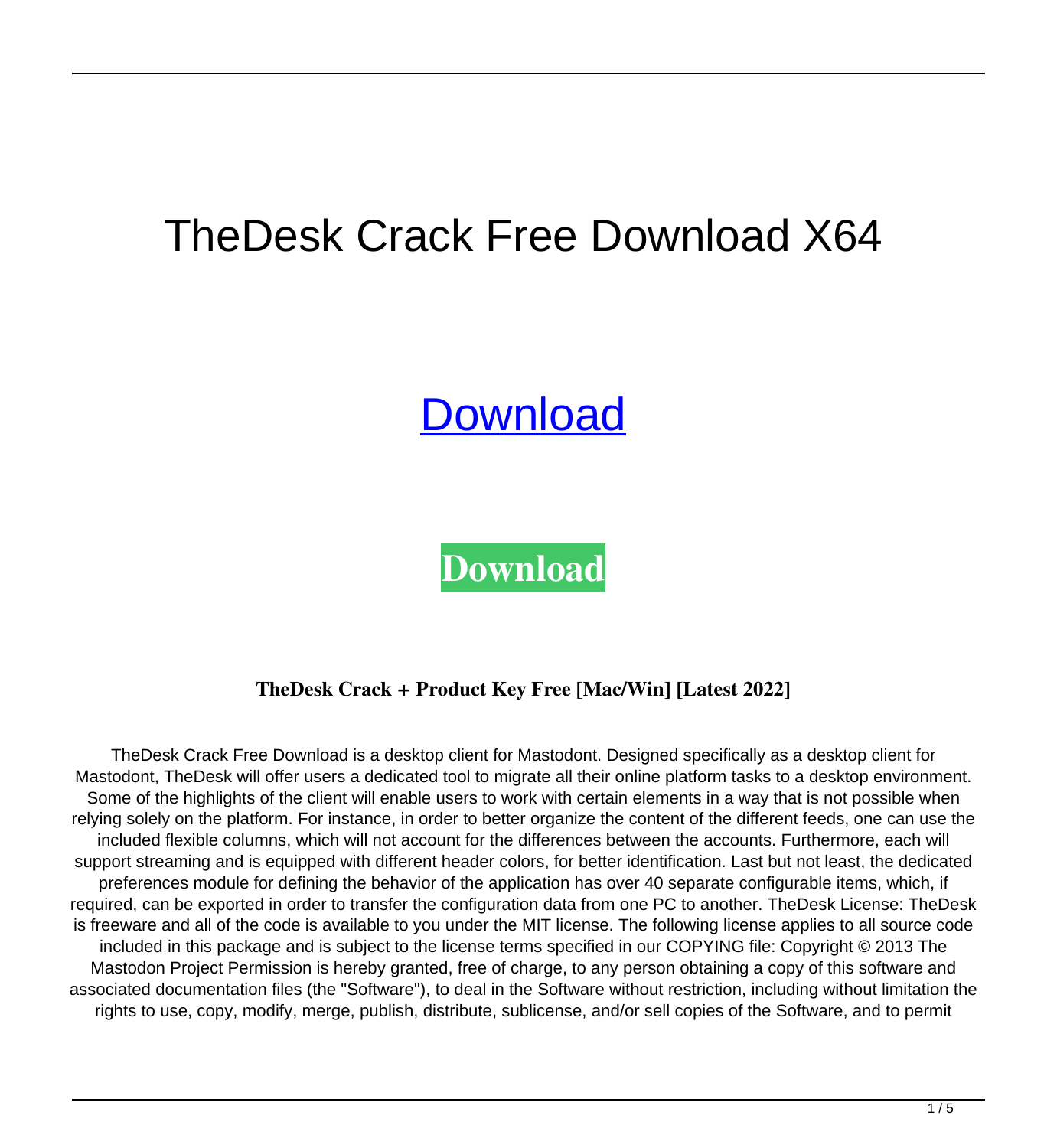# TheDesk Crack Free Download X64

Download

**Download**

### TheDesk Crack + Product Key Free [Mac/Win] [Latest 2022]

TheDesk Crack Free Download is a desktop client for Mastodont. Designed specifically as a desktop client for Mastodont, TheDesk will offer users a dedicated tool to migrate all their online platform tasks to a desktop environment. Some of the highlights of the client will enable users to work with certain elements in a way that is not possible when relying solely on the platform. For instance, in order to better organize the content of the different feeds, one can use the included flexible columns, which will not account for the differences between the accounts. Furthermore, each will support streaming and is equipped with different header colors, for better identification. Last but not least, the dedicated preferences module for defining the behavior of the application has over 40 separate configurable items, which, if required, can be exported in order to transfer the configuration data from one PC to another. TheDesk License: TheDesk is freeware and all of the code is available to you under the MIT license. The following license applies to all source code included in this package and is subject to the license terms specified in our COPYING file: Copyright © 2013 The Mastodon Project Permission is hereby granted, free of charge, to any person obtaining a copy of this software and associated documentation files (the "Software"), to deal in the Software without restriction, including without limitation the rights to use, copy, modify, merge, publish, distribute, sublicense, and/or sell copies of the Software, and to permit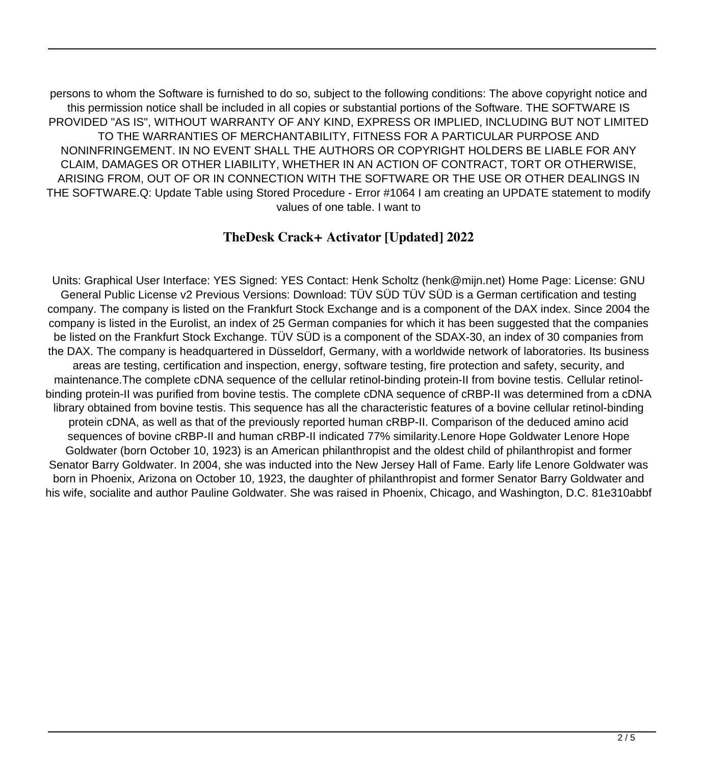persons to whom the Software is furnished to do so, subject to the following conditions: The above copyright notice and this permission notice shall be included in all copies or substantial portions of the Software. THE SOFTWARE IS PROVIDED "AS IS", WITHOUT WARRANTY OF ANY KIND, EXPRESS OR IMPLIED, INCLUDING BUT NOT LIMITED TO THE WARRANTIES OF MERCHANTABILITY, FITNESS FOR A PARTICULAR PURPOSE AND NONINFRINGEMENT. IN NO EVENT SHALL THE AUTHORS OR COPYRIGHT HOLDERS BE LIABLE FOR ANY CLAIM, DAMAGES OR OTHER LIABILITY, WHETHER IN AN ACTION OF CONTRACT, TORT OR OTHERWISE, ARISING FROM, OUT OF OR IN CONNECTION WITH THE SOFTWARE OR THE USE OR OTHER DEALINGS IN THE SOFTWARE.Q: Update Table using Stored Procedure - Error #1064 I am creating an UPDATE statement to modify values of one table. I want to

## TheDesk Crack+ Activator [Updated] 2022

Units: Graphical User Interface: YES Signed: YES Contact: Henk Scholtz (henk@mijn.net) Home Page: License: GNU General Public License v2 Previous Versions: Download: TÜV SÜD TÜV SÜD is a German certification and testing company. The company is listed on the Frankfurt Stock Exchange and is a component of the DAX index. Since 2004 the company is listed in the Eurolist, an index of 25 German companies for which it has been suggested that the companies be listed on the Frankfurt Stock Exchange. TÜV SÜD is a component of the SDAX-30, an index of 30 companies from the DAX. The company is headquartered in Düsseldorf, Germany, with a worldwide network of laboratories. Its business areas are testing, certification and inspection, energy, software testing, fire protection and safety, security, and maintenance.The complete cDNA sequence of the cellular retinol-binding protein-II from bovine testis. Cellular retinol-binding protein-II was purified from bovine testis. The complete cDNA sequence of cRBP-II was determined from a cDNA library obtained from bovine testis. This sequence has all the characteristic features of a bovine cellular retinol-binding protein cDNA, as well as that of the previously reported human cRBP-II. Comparison of the deduced amino acid sequences of bovine cRBP-II and human cRBP-II indicated 77% similarity.Lenore Hope Goldwater Lenore Hope Goldwater (born October 10, 1923) is an American philanthropist and the oldest child of philanthropist and former Senator Barry Goldwater. In 2004, she was inducted into the New Jersey Hall of Fame. Early life Lenore Goldwater was born in Phoenix, Arizona on October 10, 1923, the daughter of philanthropist and former Senator Barry Goldwater and his wife, socialite and author Pauline Goldwater. She was raised in Phoenix, Chicago, and Washington, D.C. 81e310abbf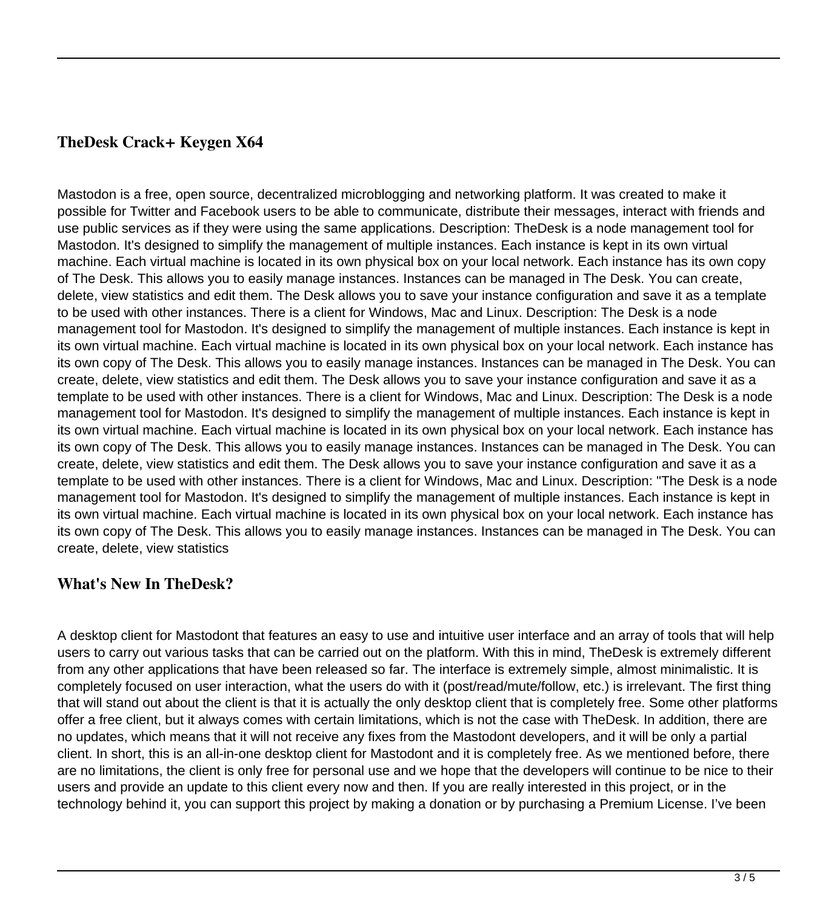## TheDesk Crack+ Keygen X64

Mastodon is a free, open source, decentralized microblogging and networking platform. It was created to make it possible for Twitter and Facebook users to be able to communicate, distribute their messages, interact with friends and use public services as if they were using the same applications. Description: TheDesk is a node management tool for Mastodon. It's designed to simplify the management of multiple instances. Each instance is kept in its own virtual machine. Each virtual machine is located in its own physical box on your local network. Each instance has its own copy of The Desk. This allows you to easily manage instances. Instances can be managed in The Desk. You can create, delete, view statistics and edit them. The Desk allows you to save your instance configuration and save it as a template to be used with other instances. There is a client for Windows, Mac and Linux. Description: The Desk is a node management tool for Mastodon. It's designed to simplify the management of multiple instances. Each instance is kept in its own virtual machine. Each virtual machine is located in its own physical box on your local network. Each instance has its own copy of The Desk. This allows you to easily manage instances. Instances can be managed in The Desk. You can create, delete, view statistics and edit them. The Desk allows you to save your instance configuration and save it as a template to be used with other instances. There is a client for Windows, Mac and Linux. Description: The Desk is a node management tool for Mastodon. It's designed to simplify the management of multiple instances. Each instance is kept in its own virtual machine. Each virtual machine is located in its own physical box on your local network. Each instance has its own copy of The Desk. This allows you to easily manage instances. Instances can be managed in The Desk. You can create, delete, view statistics and edit them. The Desk allows you to save your instance configuration and save it as a template to be used with other instances. There is a client for Windows, Mac and Linux. Description: "The Desk is a node management tool for Mastodon. It's designed to simplify the management of multiple instances. Each instance is kept in its own virtual machine. Each virtual machine is located in its own physical box on your local network. Each instance has its own copy of The Desk. This allows you to easily manage instances. Instances can be managed in The Desk. You can create, delete, view statistics

## What's New In TheDesk?

A desktop client for Mastodont that features an easy to use and intuitive user interface and an array of tools that will help users to carry out various tasks that can be carried out on the platform. With this in mind, TheDesk is extremely different from any other applications that have been released so far. The interface is extremely simple, almost minimalistic. It is completely focused on user interaction, what the users do with it (post/read/mute/follow, etc.) is irrelevant. The first thing that will stand out about the client is that it is actually the only desktop client that is completely free. Some other platforms offer a free client, but it always comes with certain limitations, which is not the case with TheDesk. In addition, there are no updates, which means that it will not receive any fixes from the Mastodont developers, and it will be only a partial client. In short, this is an all-in-one desktop client for Mastodont and it is completely free. As we mentioned before, there are no limitations, the client is only free for personal use and we hope that the developers will continue to be nice to their users and provide an update to this client every now and then. If you are really interested in this project, or in the technology behind it, you can support this project by making a donation or by purchasing a Premium License. I've been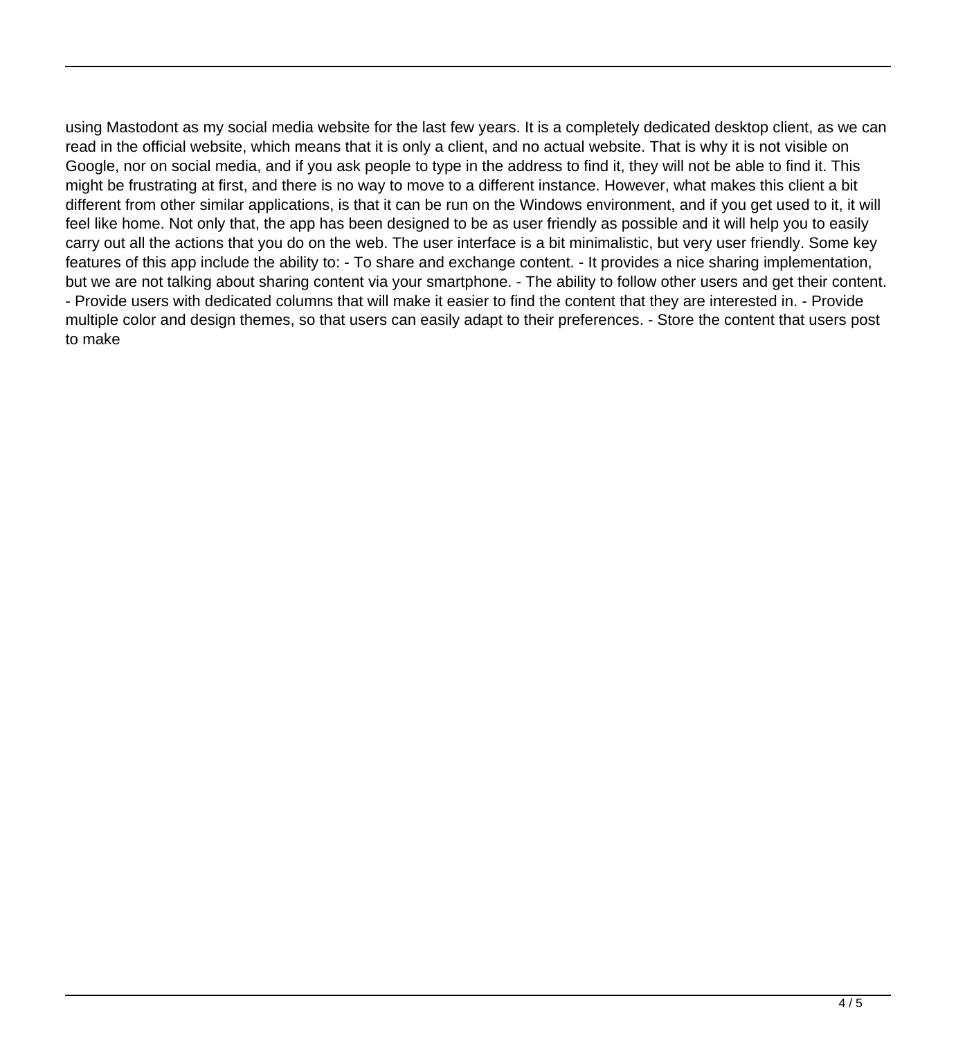using Mastodont as my social media website for the last few years. It is a completely dedicated desktop client, as we can read in the official website, which means that it is only a client, and no actual website. That is why it is not visible on Google, nor on social media, and if you ask people to type in the address to find it, they will not be able to find it. This might be frustrating at first, and there is no way to move to a different instance. However, what makes this client a bit different from other similar applications, is that it can be run on the Windows environment, and if you get used to it, it will feel like home. Not only that, the app has been designed to be as user friendly as possible and it will help you to easily carry out all the actions that you do on the web. The user interface is a bit minimalistic, but very user friendly. Some key features of this app include the ability to: - To share and exchange content. - It provides a nice sharing implementation, but we are not talking about sharing content via your smartphone. - The ability to follow other users and get their content. - Provide users with dedicated columns that will make it easier to find the content that they are interested in. - Provide multiple color and design themes, so that users can easily adapt to their preferences. - Store the content that users post to make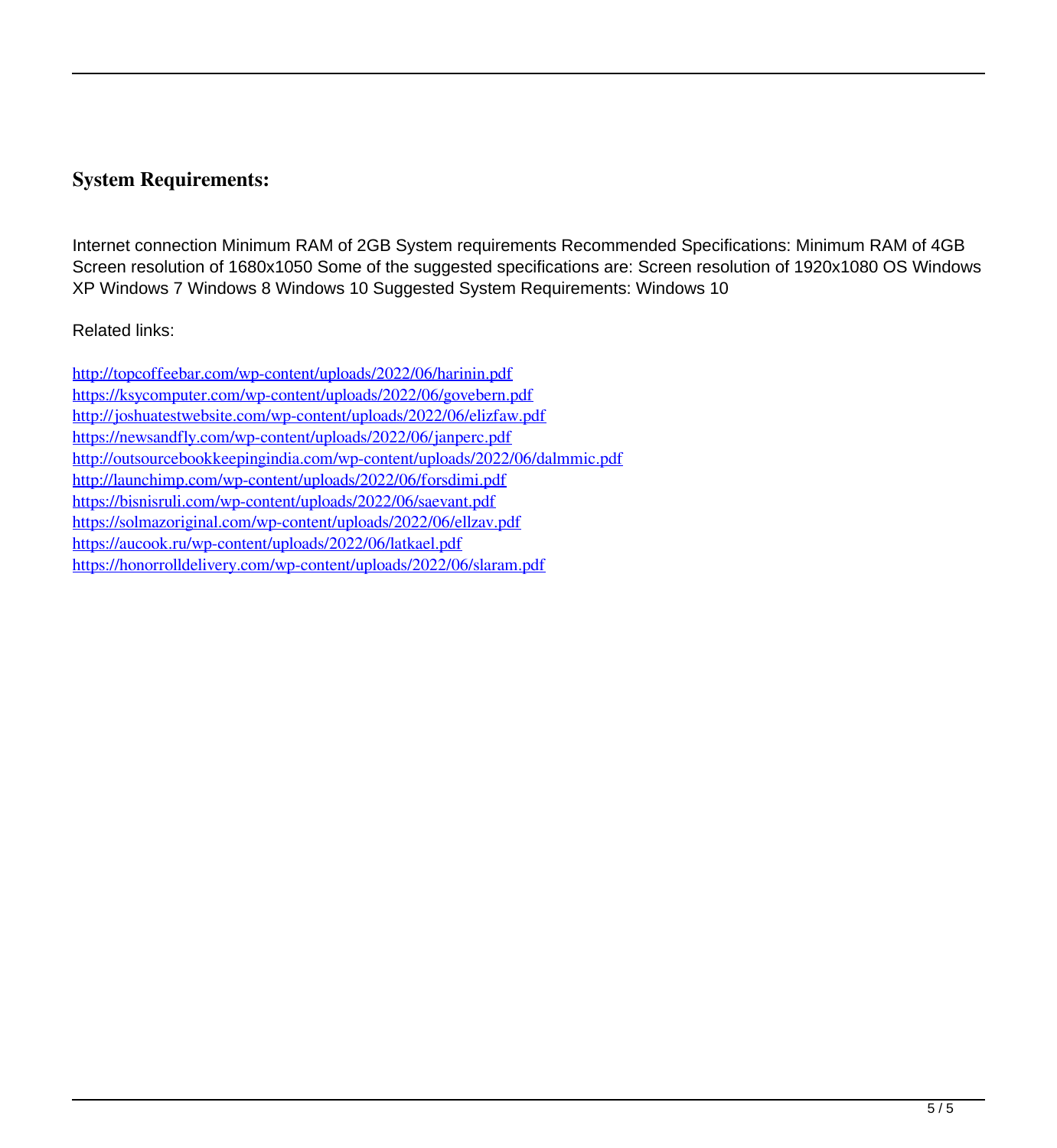## System Requirements:

Internet connection Minimum RAM of 2GB System requirements Recommended Specifications: Minimum RAM of 4GB Screen resolution of 1680x1050 Some of the suggested specifications are: Screen resolution of 1920x1080 OS Windows XP Windows 7 Windows 8 Windows 10 Suggested System Requirements: Windows 10

Related links:

http://topcoffeebar.com/wp-content/uploads/2022/06/harinin.pdf
https://ksycomputer.com/wp-content/uploads/2022/06/govebern.pdf
http://joshuatestwebsite.com/wp-content/uploads/2022/06/elizfaw.pdf
https://newsandfly.com/wp-content/uploads/2022/06/janperc.pdf
http://outsourcebookkeepingindia.com/wp-content/uploads/2022/06/dalmmic.pdf
http://launchimp.com/wp-content/uploads/2022/06/forsdimi.pdf
https://bisnisruli.com/wp-content/uploads/2022/06/saevant.pdf
https://solmazoriginal.com/wp-content/uploads/2022/06/ellzav.pdf
https://aucook.ru/wp-content/uploads/2022/06/latkael.pdf
https://honorrolldelivery.com/wp-content/uploads/2022/06/slaram.pdf